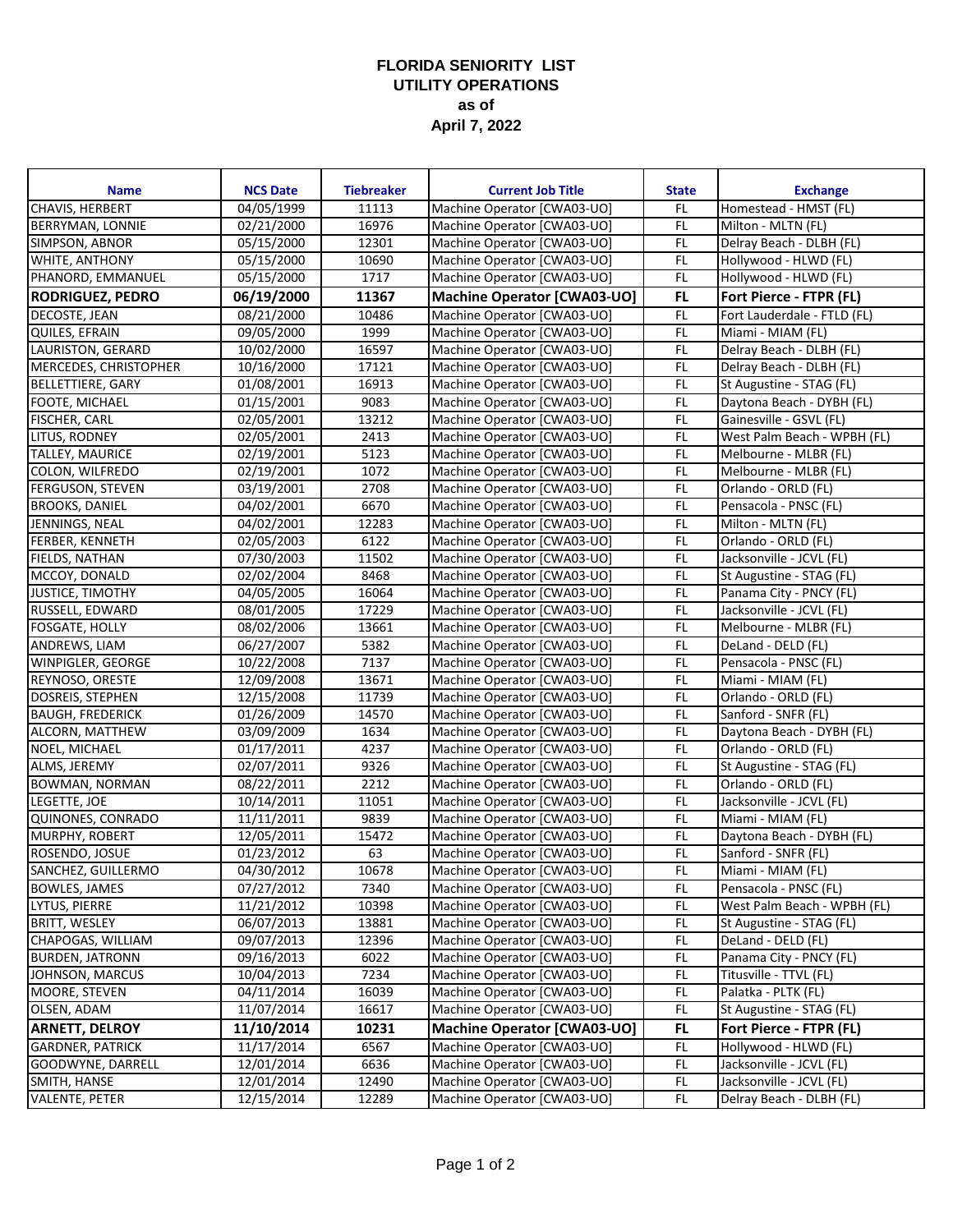# FLORIDA SENIORITY LIST
## UTILITY OPERATIONS
## as of
## April 7, 2022

| Name | NCS Date | Tiebreaker | Current Job Title | State | Exchange |
|---|---|---|---|---|---|
| CHAVIS, HERBERT | 04/05/1999 | 11113 | Machine Operator [CWA03-UO] | FL | Homestead - HMST (FL) |
| BERRYMAN, LONNIE | 02/21/2000 | 16976 | Machine Operator [CWA03-UO] | FL | Milton - MLTN (FL) |
| SIMPSON, ABNOR | 05/15/2000 | 12301 | Machine Operator [CWA03-UO] | FL | Delray Beach - DLBH (FL) |
| WHITE, ANTHONY | 05/15/2000 | 10690 | Machine Operator [CWA03-UO] | FL | Hollywood - HLWD (FL) |
| PHANORD, EMMANUEL | 05/15/2000 | 1717 | Machine Operator [CWA03-UO] | FL | Hollywood - HLWD (FL) |
| **RODRIGUEZ, PEDRO** | **06/19/2000** | **11367** | **Machine Operator [CWA03-UO]** | **FL** | **Fort Pierce - FTPR (FL)** |
| DECOSTE, JEAN | 08/21/2000 | 10486 | Machine Operator [CWA03-UO] | FL | Fort Lauderdale - FTLD (FL) |
| QUILES, EFRAIN | 09/05/2000 | 1999 | Machine Operator [CWA03-UO] | FL | Miami - MIAM (FL) |
| LAURISTON, GERARD | 10/02/2000 | 16597 | Machine Operator [CWA03-UO] | FL | Delray Beach - DLBH (FL) |
| MERCEDES, CHRISTOPHER | 10/16/2000 | 17121 | Machine Operator [CWA03-UO] | FL | Delray Beach - DLBH (FL) |
| BELLETTIERE, GARY | 01/08/2001 | 16913 | Machine Operator [CWA03-UO] | FL | St Augustine - STAG (FL) |
| FOOTE, MICHAEL | 01/15/2001 | 9083 | Machine Operator [CWA03-UO] | FL | Daytona Beach - DYBH (FL) |
| FISCHER, CARL | 02/05/2001 | 13212 | Machine Operator [CWA03-UO] | FL | Gainesville - GSVL (FL) |
| LITUS, RODNEY | 02/05/2001 | 2413 | Machine Operator [CWA03-UO] | FL | West Palm Beach - WPBH (FL) |
| TALLEY, MAURICE | 02/19/2001 | 5123 | Machine Operator [CWA03-UO] | FL | Melbourne - MLBR (FL) |
| COLON, WILFREDO | 02/19/2001 | 1072 | Machine Operator [CWA03-UO] | FL | Melbourne - MLBR (FL) |
| FERGUSON, STEVEN | 03/19/2001 | 2708 | Machine Operator [CWA03-UO] | FL | Orlando - ORLD (FL) |
| BROOKS, DANIEL | 04/02/2001 | 6670 | Machine Operator [CWA03-UO] | FL | Pensacola - PNSC (FL) |
| JENNINGS, NEAL | 04/02/2001 | 12283 | Machine Operator [CWA03-UO] | FL | Milton - MLTN (FL) |
| FERBER, KENNETH | 02/05/2003 | 6122 | Machine Operator [CWA03-UO] | FL | Orlando - ORLD (FL) |
| FIELDS, NATHAN | 07/30/2003 | 11502 | Machine Operator [CWA03-UO] | FL | Jacksonville - JCVL (FL) |
| MCCOY, DONALD | 02/02/2004 | 8468 | Machine Operator [CWA03-UO] | FL | St Augustine - STAG (FL) |
| JUSTICE, TIMOTHY | 04/05/2005 | 16064 | Machine Operator [CWA03-UO] | FL | Panama City - PNCY (FL) |
| RUSSELL, EDWARD | 08/01/2005 | 17229 | Machine Operator [CWA03-UO] | FL | Jacksonville - JCVL (FL) |
| FOSGATE, HOLLY | 08/02/2006 | 13661 | Machine Operator [CWA03-UO] | FL | Melbourne - MLBR (FL) |
| ANDREWS, LIAM | 06/27/2007 | 5382 | Machine Operator [CWA03-UO] | FL | DeLand - DELD (FL) |
| WINPIGLER, GEORGE | 10/22/2008 | 7137 | Machine Operator [CWA03-UO] | FL | Pensacola - PNSC (FL) |
| REYNOSO, ORESTE | 12/09/2008 | 13671 | Machine Operator [CWA03-UO] | FL | Miami - MIAM (FL) |
| DOSREIS, STEPHEN | 12/15/2008 | 11739 | Machine Operator [CWA03-UO] | FL | Orlando - ORLD (FL) |
| BAUGH, FREDERICK | 01/26/2009 | 14570 | Machine Operator [CWA03-UO] | FL | Sanford - SNFR (FL) |
| ALCORN, MATTHEW | 03/09/2009 | 1634 | Machine Operator [CWA03-UO] | FL | Daytona Beach - DYBH (FL) |
| NOEL, MICHAEL | 01/17/2011 | 4237 | Machine Operator [CWA03-UO] | FL | Orlando - ORLD (FL) |
| ALMS, JEREMY | 02/07/2011 | 9326 | Machine Operator [CWA03-UO] | FL | St Augustine - STAG (FL) |
| BOWMAN, NORMAN | 08/22/2011 | 2212 | Machine Operator [CWA03-UO] | FL | Orlando - ORLD (FL) |
| LEGETTE, JOE | 10/14/2011 | 11051 | Machine Operator [CWA03-UO] | FL | Jacksonville - JCVL (FL) |
| QUINONES, CONRADO | 11/11/2011 | 9839 | Machine Operator [CWA03-UO] | FL | Miami - MIAM (FL) |
| MURPHY, ROBERT | 12/05/2011 | 15472 | Machine Operator [CWA03-UO] | FL | Daytona Beach - DYBH (FL) |
| ROSENDO, JOSUE | 01/23/2012 | 63 | Machine Operator [CWA03-UO] | FL | Sanford - SNFR (FL) |
| SANCHEZ, GUILLERMO | 04/30/2012 | 10678 | Machine Operator [CWA03-UO] | FL | Miami - MIAM (FL) |
| BOWLES, JAMES | 07/27/2012 | 7340 | Machine Operator [CWA03-UO] | FL | Pensacola - PNSC (FL) |
| LYTUS, PIERRE | 11/21/2012 | 10398 | Machine Operator [CWA03-UO] | FL | West Palm Beach - WPBH (FL) |
| BRITT, WESLEY | 06/07/2013 | 13881 | Machine Operator [CWA03-UO] | FL | St Augustine - STAG (FL) |
| CHAPOGAS, WILLIAM | 09/07/2013 | 12396 | Machine Operator [CWA03-UO] | FL | DeLand - DELD (FL) |
| BURDEN, JATRONN | 09/16/2013 | 6022 | Machine Operator [CWA03-UO] | FL | Panama City - PNCY (FL) |
| JOHNSON, MARCUS | 10/04/2013 | 7234 | Machine Operator [CWA03-UO] | FL | Titusville - TTVL (FL) |
| MOORE, STEVEN | 04/11/2014 | 16039 | Machine Operator [CWA03-UO] | FL | Palatka - PLTK (FL) |
| OLSEN, ADAM | 11/07/2014 | 16617 | Machine Operator [CWA03-UO] | FL | St Augustine - STAG (FL) |
| **ARNETT, DELROY** | **11/10/2014** | **10231** | **Machine Operator [CWA03-UO]** | **FL** | **Fort Pierce - FTPR (FL)** |
| GARDNER, PATRICK | 11/17/2014 | 6567 | Machine Operator [CWA03-UO] | FL | Hollywood - HLWD (FL) |
| GOODWYNE, DARRELL | 12/01/2014 | 6636 | Machine Operator [CWA03-UO] | FL | Jacksonville - JCVL (FL) |
| SMITH, HANSE | 12/01/2014 | 12490 | Machine Operator [CWA03-UO] | FL | Jacksonville - JCVL (FL) |
| VALENTE, PETER | 12/15/2014 | 12289 | Machine Operator [CWA03-UO] | FL | Delray Beach - DLBH (FL) |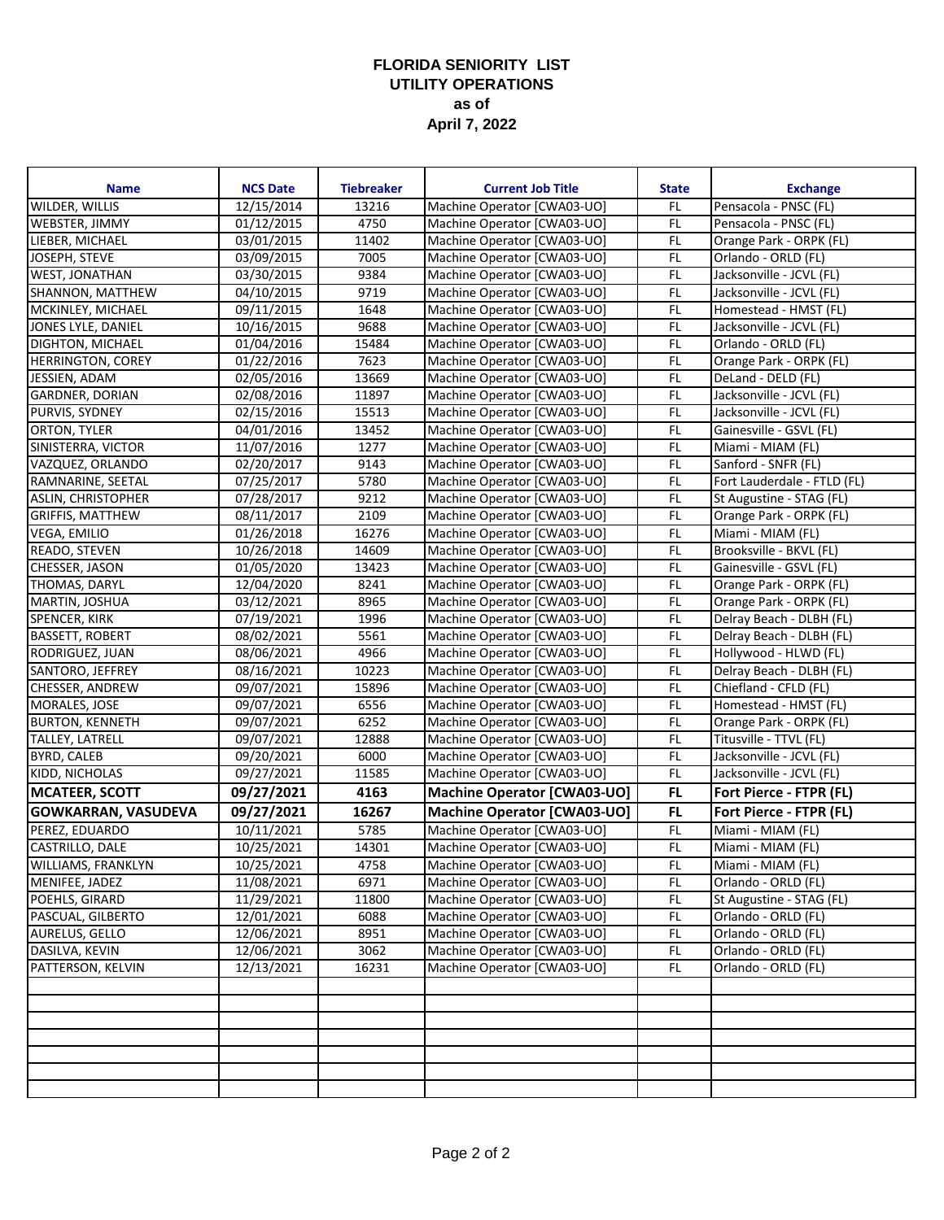**FLORIDA SENIORITY LIST**
**UTILITY OPERATIONS**
**as of**
**April 7, 2022**

| Name | NCS Date | Tiebreaker | Current Job Title | State | Exchange |
|---|---|---|---|---|---|
| WILDER, WILLIS | 12/15/2014 | 13216 | Machine Operator [CWA03-UO] | FL | Pensacola - PNSC (FL) |
| WEBSTER, JIMMY | 01/12/2015 | 4750 | Machine Operator [CWA03-UO] | FL | Pensacola - PNSC (FL) |
| LIEBER, MICHAEL | 03/01/2015 | 11402 | Machine Operator [CWA03-UO] | FL | Orange Park - ORPK (FL) |
| JOSEPH, STEVE | 03/09/2015 | 7005 | Machine Operator [CWA03-UO] | FL | Orlando - ORLD (FL) |
| WEST, JONATHAN | 03/30/2015 | 9384 | Machine Operator [CWA03-UO] | FL | Jacksonville - JCVL (FL) |
| SHANNON, MATTHEW | 04/10/2015 | 9719 | Machine Operator [CWA03-UO] | FL | Jacksonville - JCVL (FL) |
| MCKINLEY, MICHAEL | 09/11/2015 | 1648 | Machine Operator [CWA03-UO] | FL | Homestead - HMST (FL) |
| JONES LYLE, DANIEL | 10/16/2015 | 9688 | Machine Operator [CWA03-UO] | FL | Jacksonville - JCVL (FL) |
| DIGHTON, MICHAEL | 01/04/2016 | 15484 | Machine Operator [CWA03-UO] | FL | Orlando - ORLD (FL) |
| HERRINGTON, COREY | 01/22/2016 | 7623 | Machine Operator [CWA03-UO] | FL | Orange Park - ORPK (FL) |
| JESSIEN, ADAM | 02/05/2016 | 13669 | Machine Operator [CWA03-UO] | FL | DeLand - DELD (FL) |
| GARDNER, DORIAN | 02/08/2016 | 11897 | Machine Operator [CWA03-UO] | FL | Jacksonville - JCVL (FL) |
| PURVIS, SYDNEY | 02/15/2016 | 15513 | Machine Operator [CWA03-UO] | FL | Jacksonville - JCVL (FL) |
| ORTON, TYLER | 04/01/2016 | 13452 | Machine Operator [CWA03-UO] | FL | Gainesville - GSVL (FL) |
| SINISTERRA, VICTOR | 11/07/2016 | 1277 | Machine Operator [CWA03-UO] | FL | Miami - MIAM (FL) |
| VAZQUEZ, ORLANDO | 02/20/2017 | 9143 | Machine Operator [CWA03-UO] | FL | Sanford - SNFR (FL) |
| RAMNARINE, SEETAL | 07/25/2017 | 5780 | Machine Operator [CWA03-UO] | FL | Fort Lauderdale - FTLD (FL) |
| ASLIN, CHRISTOPHER | 07/28/2017 | 9212 | Machine Operator [CWA03-UO] | FL | St Augustine - STAG (FL) |
| GRIFFIS, MATTHEW | 08/11/2017 | 2109 | Machine Operator [CWA03-UO] | FL | Orange Park - ORPK (FL) |
| VEGA, EMILIO | 01/26/2018 | 16276 | Machine Operator [CWA03-UO] | FL | Miami - MIAM (FL) |
| READO, STEVEN | 10/26/2018 | 14609 | Machine Operator [CWA03-UO] | FL | Brooksville - BKVL (FL) |
| CHESSER, JASON | 01/05/2020 | 13423 | Machine Operator [CWA03-UO] | FL | Gainesville - GSVL (FL) |
| THOMAS, DARYL | 12/04/2020 | 8241 | Machine Operator [CWA03-UO] | FL | Orange Park - ORPK (FL) |
| MARTIN, JOSHUA | 03/12/2021 | 8965 | Machine Operator [CWA03-UO] | FL | Orange Park - ORPK (FL) |
| SPENCER, KIRK | 07/19/2021 | 1996 | Machine Operator [CWA03-UO] | FL | Delray Beach - DLBH (FL) |
| BASSETT, ROBERT | 08/02/2021 | 5561 | Machine Operator [CWA03-UO] | FL | Delray Beach - DLBH (FL) |
| RODRIGUEZ, JUAN | 08/06/2021 | 4966 | Machine Operator [CWA03-UO] | FL | Hollywood - HLWD (FL) |
| SANTORO, JEFFREY | 08/16/2021 | 10223 | Machine Operator [CWA03-UO] | FL | Delray Beach - DLBH (FL) |
| CHESSER, ANDREW | 09/07/2021 | 15896 | Machine Operator [CWA03-UO] | FL | Chiefland - CFLD (FL) |
| MORALES, JOSE | 09/07/2021 | 6556 | Machine Operator [CWA03-UO] | FL | Homestead - HMST (FL) |
| BURTON, KENNETH | 09/07/2021 | 6252 | Machine Operator [CWA03-UO] | FL | Orange Park - ORPK (FL) |
| TALLEY, LATRELL | 09/07/2021 | 12888 | Machine Operator [CWA03-UO] | FL | Titusville - TTVL (FL) |
| BYRD, CALEB | 09/20/2021 | 6000 | Machine Operator [CWA03-UO] | FL | Jacksonville - JCVL (FL) |
| KIDD, NICHOLAS | 09/27/2021 | 11585 | Machine Operator [CWA03-UO] | FL | Jacksonville - JCVL (FL) |
| **MCATEER, SCOTT** | **09/27/2021** | **4163** | **Machine Operator [CWA03-UO]** | **FL** | **Fort Pierce - FTPR (FL)** |
| **GOWKARRAN, VASUDEVA** | **09/27/2021** | **16267** | **Machine Operator [CWA03-UO]** | **FL** | **Fort Pierce - FTPR (FL)** |
| PEREZ, EDUARDO | 10/11/2021 | 5785 | Machine Operator [CWA03-UO] | FL | Miami - MIAM (FL) |
| CASTRILLO, DALE | 10/25/2021 | 14301 | Machine Operator [CWA03-UO] | FL | Miami - MIAM (FL) |
| WILLIAMS, FRANKLYN | 10/25/2021 | 4758 | Machine Operator [CWA03-UO] | FL | Miami - MIAM (FL) |
| MENIFEE, JADEZ | 11/08/2021 | 6971 | Machine Operator [CWA03-UO] | FL | Orlando - ORLD (FL) |
| POEHLS, GIRARD | 11/29/2021 | 11800 | Machine Operator [CWA03-UO] | FL | St Augustine - STAG (FL) |
| PASCUAL, GILBERTO | 12/01/2021 | 6088 | Machine Operator [CWA03-UO] | FL | Orlando - ORLD (FL) |
| AURELUS, GELLO | 12/06/2021 | 8951 | Machine Operator [CWA03-UO] | FL | Orlando - ORLD (FL) |
| DASILVA, KEVIN | 12/06/2021 | 3062 | Machine Operator [CWA03-UO] | FL | Orlando - ORLD (FL) |
| PATTERSON, KELVIN | 12/13/2021 | 16231 | Machine Operator [CWA03-UO] | FL | Orlando - ORLD (FL) |
| | | | | | |
| | | | | | |
| | | | | | |
| | | | | | |
| | | | | | |
| | | | | | |
| | | | | | |